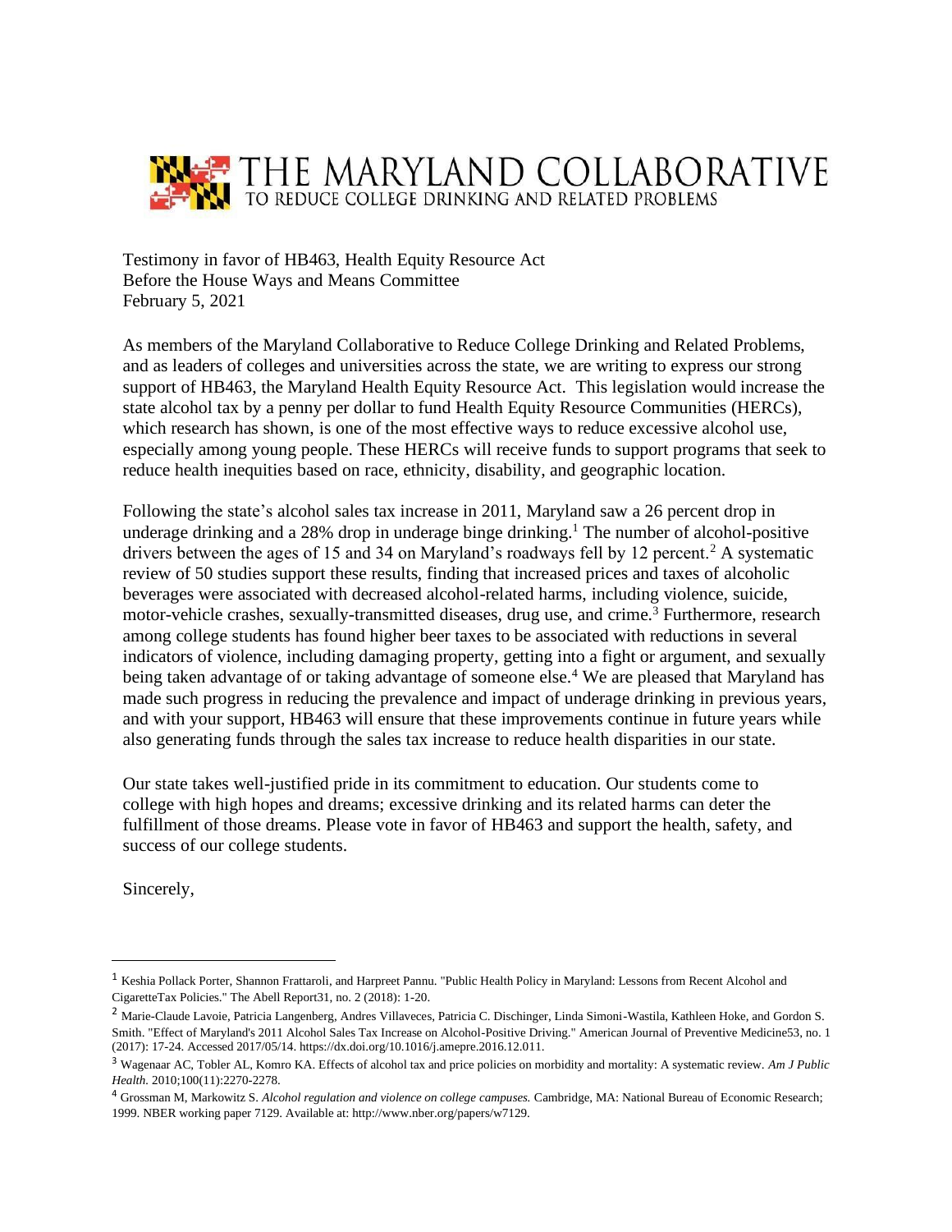# THE MARYLAND COLLABORATIVE

## TO REDUCE COLLEGE DRINKING AND RELATED PROBLEMS

Testimony in favor of HB463, Health Equity Resource Act
Before the House Ways and Means Committee
February 5, 2021

As members of the Maryland Collaborative to Reduce College Drinking and Related Problems, and as leaders of colleges and universities across the state, we are writing to express our strong support of HB463, the Maryland Health Equity Resource Act. This legislation would increase the state alcohol tax by a penny per dollar to fund Health Equity Resource Communities (HERCs), which research has shown, is one of the most effective ways to reduce excessive alcohol use, especially among young people. These HERCs will receive funds to support programs that seek to reduce health inequities based on race, ethnicity, disability, and geographic location.

Following the state's alcohol sales tax increase in 2011, Maryland saw a 26 percent drop in underage drinking and a 28% drop in underage binge drinking.[1] The number of alcohol-positive drivers between the ages of 15 and 34 on Maryland's roadways fell by 12 percent.[2] A systematic review of 50 studies support these results, finding that increased prices and taxes of alcoholic beverages were associated with decreased alcohol-related harms, including violence, suicide, motor-vehicle crashes, sexually-transmitted diseases, drug use, and crime.[3] Furthermore, research among college students has found higher beer taxes to be associated with reductions in several indicators of violence, including damaging property, getting into a fight or argument, and sexually being taken advantage of or taking advantage of someone else.[4] We are pleased that Maryland has made such progress in reducing the prevalence and impact of underage drinking in previous years, and with your support, HB463 will ensure that these improvements continue in future years while also generating funds through the sales tax increase to reduce health disparities in our state.

Our state takes well-justified pride in its commitment to education. Our students come to college with high hopes and dreams; excessive drinking and its related harms can deter the fulfillment of those dreams. Please vote in favor of HB463 and support the health, safety, and success of our college students.

Sincerely,

---

[1] Keshia Pollack Porter, Shannon Frattaroli, and Harpreet Pannu. "Public Health Policy in Maryland: Lessons from Recent Alcohol and CigaretteTax Policies." The Abell Report31, no. 2 (2018): 1-20.

[2] Marie-Claude Lavoie, Patricia Langenberg, Andres Villaveces, Patricia C. Dischinger, Linda Simoni-Wastila, Kathleen Hoke, and Gordon S. Smith. "Effect of Maryland's 2011 Alcohol Sales Tax Increase on Alcohol-Positive Driving." American Journal of Preventive Medicine53, no. 1 (2017): 17-24. Accessed 2017/05/14. https://dx.doi.org/10.1016/j.amepre.2016.12.011.

[3] Wagenaar AC, Tobler AL, Komro KA. Effects of alcohol tax and price policies on morbidity and mortality: A systematic review. *Am J Public Health.* 2010;100(11):2270-2278.

[4] Grossman M, Markowitz S. *Alcohol regulation and violence on college campuses.* Cambridge, MA: National Bureau of Economic Research; 1999. NBER working paper 7129. Available at: http://www.nber.org/papers/w7129.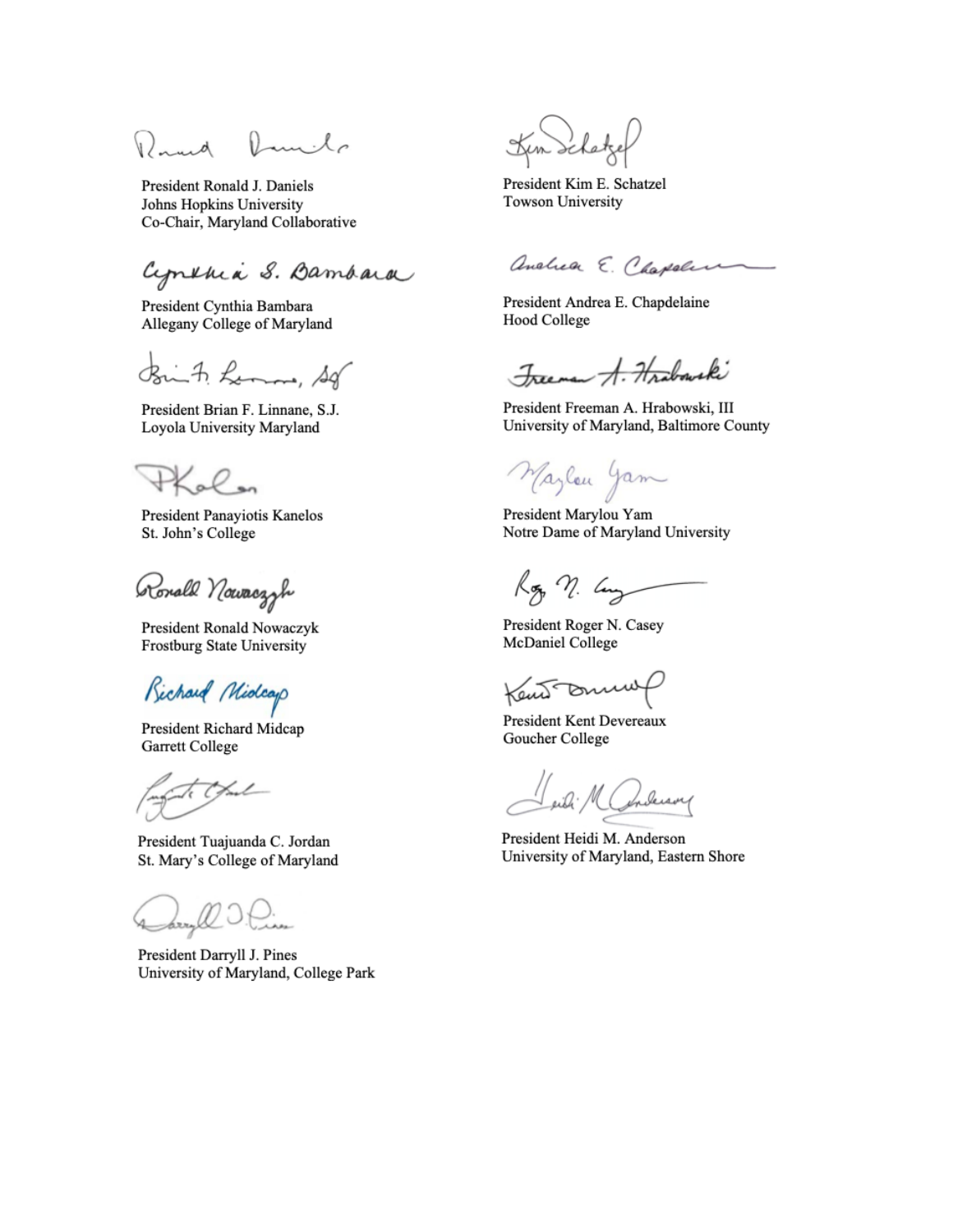President Ronald J. Daniels
Johns Hopkins University
Co-Chair, Maryland Collaborative

President Cynthia Bambara
Allegany College of Maryland

President Brian F. Linnane, S.J.
Loyola University Maryland

President Panayiotis Kanelos
St. John's College

President Ronald Nowaczyk
Frostburg State University

President Richard Midcap
Garrett College

President Tuajuanda C. Jordan
St. Mary's College of Maryland

President Darryll J. Pines
University of Maryland, College Park

President Kim E. Schatzel
Towson University

President Andrea E. Chapdelaine
Hood College

President Freeman A. Hrabowski, III
University of Maryland, Baltimore County

President Marylou Yam
Notre Dame of Maryland University

President Roger N. Casey
McDaniel College

President Kent Devereaux
Goucher College

President Heidi M. Anderson
University of Maryland, Eastern Shore